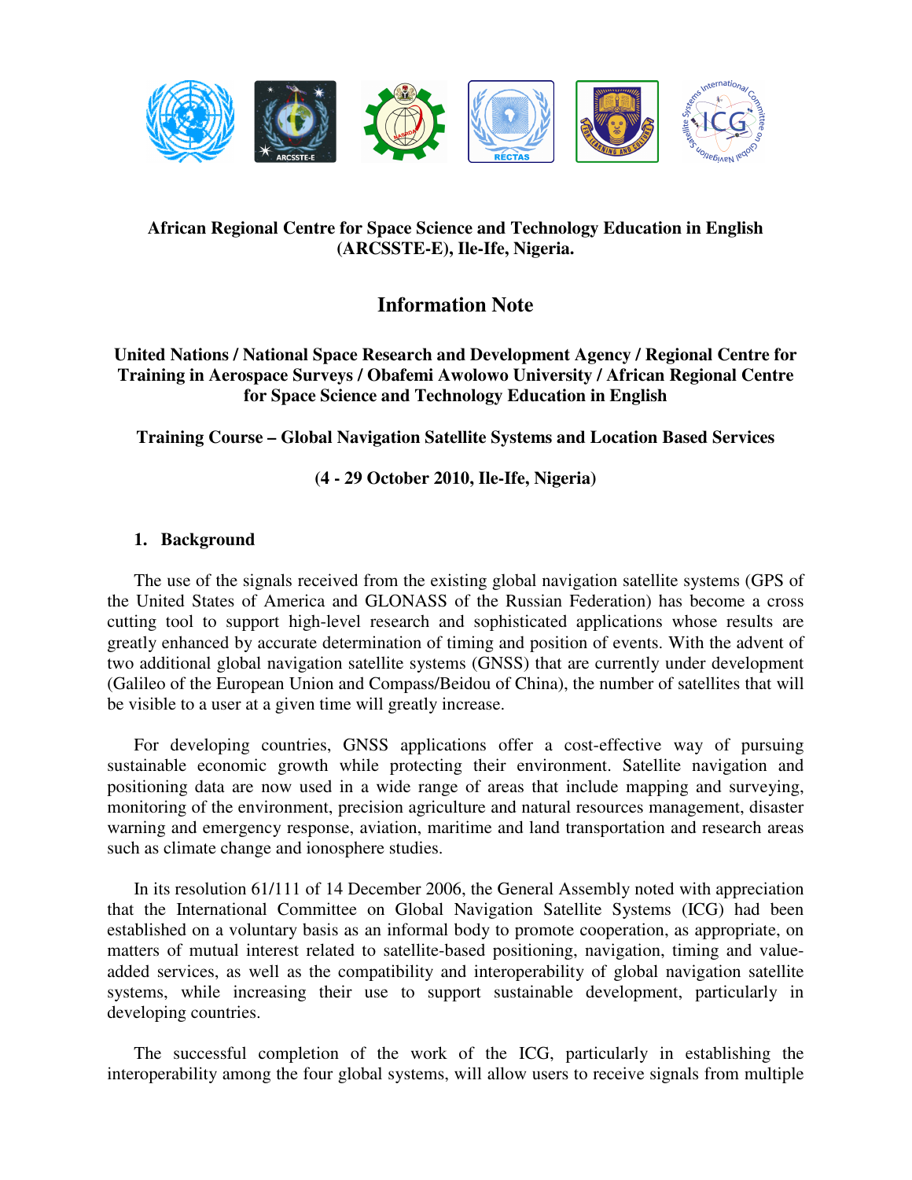**African Regional Centre for Space Science and Technology Education in English (ARCSSTE-E), Ile-Ife, Nigeria.**

# Information Note

**United Nations / National Space Research and Development Agency / Regional Centre for Training in Aerospace Surveys / Obafemi Awolowo University / African Regional Centre for Space Science and Technology Education in English**

**Training Course – Global Navigation Satellite Systems and Location Based Services**

**(4 - 29 October 2010, Ile-Ife, Nigeria)**

## 1. Background

The use of the signals received from the existing global navigation satellite systems (GPS of the United States of America and GLONASS of the Russian Federation) has become a cross cutting tool to support high-level research and sophisticated applications whose results are greatly enhanced by accurate determination of timing and position of events. With the advent of two additional global navigation satellite systems (GNSS) that are currently under development (Galileo of the European Union and Compass/Beidou of China), the number of satellites that will be visible to a user at a given time will greatly increase.

For developing countries, GNSS applications offer a cost-effective way of pursuing sustainable economic growth while protecting their environment. Satellite navigation and positioning data are now used in a wide range of areas that include mapping and surveying, monitoring of the environment, precision agriculture and natural resources management, disaster warning and emergency response, aviation, maritime and land transportation and research areas such as climate change and ionosphere studies.

In its resolution 61/111 of 14 December 2006, the General Assembly noted with appreciation that the International Committee on Global Navigation Satellite Systems (ICG) had been established on a voluntary basis as an informal body to promote cooperation, as appropriate, on matters of mutual interest related to satellite-based positioning, navigation, timing and value-added services, as well as the compatibility and interoperability of global navigation satellite systems, while increasing their use to support sustainable development, particularly in developing countries.

The successful completion of the work of the ICG, particularly in establishing the interoperability among the four global systems, will allow users to receive signals from multiple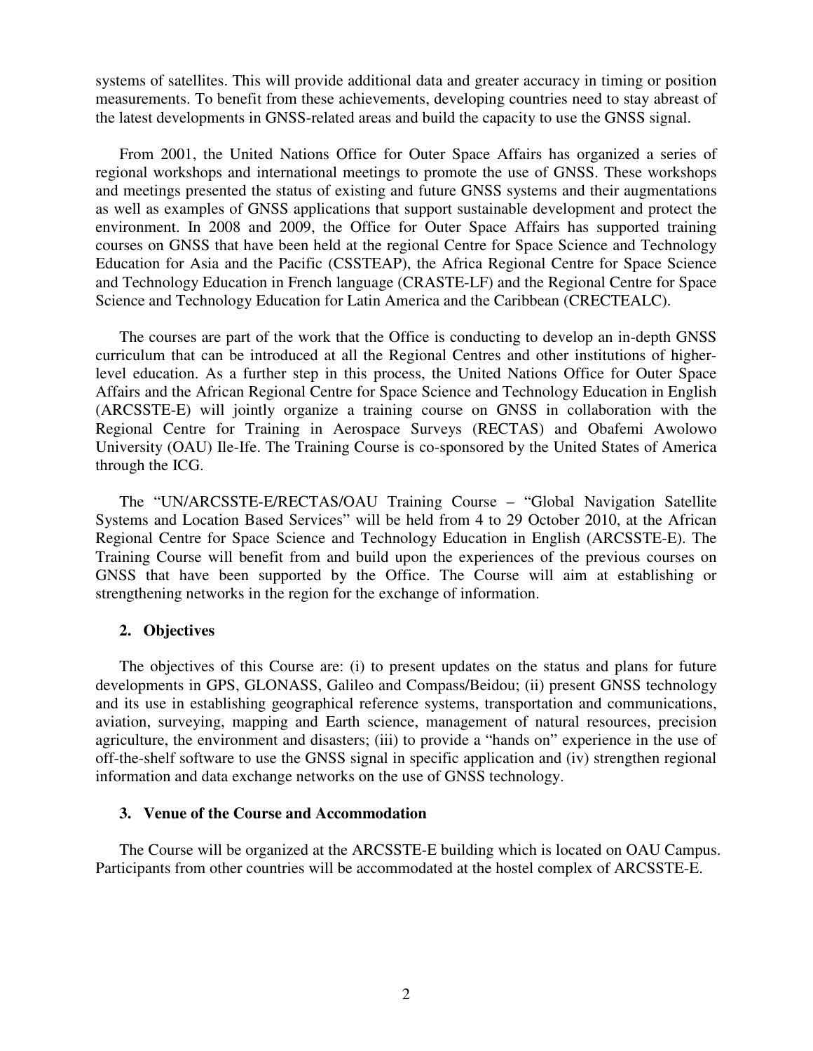systems of satellites. This will provide additional data and greater accuracy in timing or position measurements. To benefit from these achievements, developing countries need to stay abreast of the latest developments in GNSS-related areas and build the capacity to use the GNSS signal.

From 2001, the United Nations Office for Outer Space Affairs has organized a series of regional workshops and international meetings to promote the use of GNSS. These workshops and meetings presented the status of existing and future GNSS systems and their augmentations as well as examples of GNSS applications that support sustainable development and protect the environment. In 2008 and 2009, the Office for Outer Space Affairs has supported training courses on GNSS that have been held at the regional Centre for Space Science and Technology Education for Asia and the Pacific (CSSTEAP), the Africa Regional Centre for Space Science and Technology Education in French language (CRASTE-LF) and the Regional Centre for Space Science and Technology Education for Latin America and the Caribbean (CRECTEALC).

The courses are part of the work that the Office is conducting to develop an in-depth GNSS curriculum that can be introduced at all the Regional Centres and other institutions of higher-level education. As a further step in this process, the United Nations Office for Outer Space Affairs and the African Regional Centre for Space Science and Technology Education in English (ARCSSTE-E) will jointly organize a training course on GNSS in collaboration with the Regional Centre for Training in Aerospace Surveys (RECTAS) and Obafemi Awolowo University (OAU) Ile-Ife. The Training Course is co-sponsored by the United States of America through the ICG.

The "UN/ARCSSTE-E/RECTAS/OAU Training Course – "Global Navigation Satellite Systems and Location Based Services" will be held from 4 to 29 October 2010, at the African Regional Centre for Space Science and Technology Education in English (ARCSSTE-E). The Training Course will benefit from and build upon the experiences of the previous courses on GNSS that have been supported by the Office. The Course will aim at establishing or strengthening networks in the region for the exchange of information.

## 2. Objectives

The objectives of this Course are: (i) to present updates on the status and plans for future developments in GPS, GLONASS, Galileo and Compass/Beidou; (ii) present GNSS technology and its use in establishing geographical reference systems, transportation and communications, aviation, surveying, mapping and Earth science, management of natural resources, precision agriculture, the environment and disasters; (iii) to provide a "hands on" experience in the use of off-the-shelf software to use the GNSS signal in specific application and (iv) strengthen regional information and data exchange networks on the use of GNSS technology.

## 3. Venue of the Course and Accommodation

The Course will be organized at the ARCSSTE-E building which is located on OAU Campus. Participants from other countries will be accommodated at the hostel complex of ARCSSTE-E.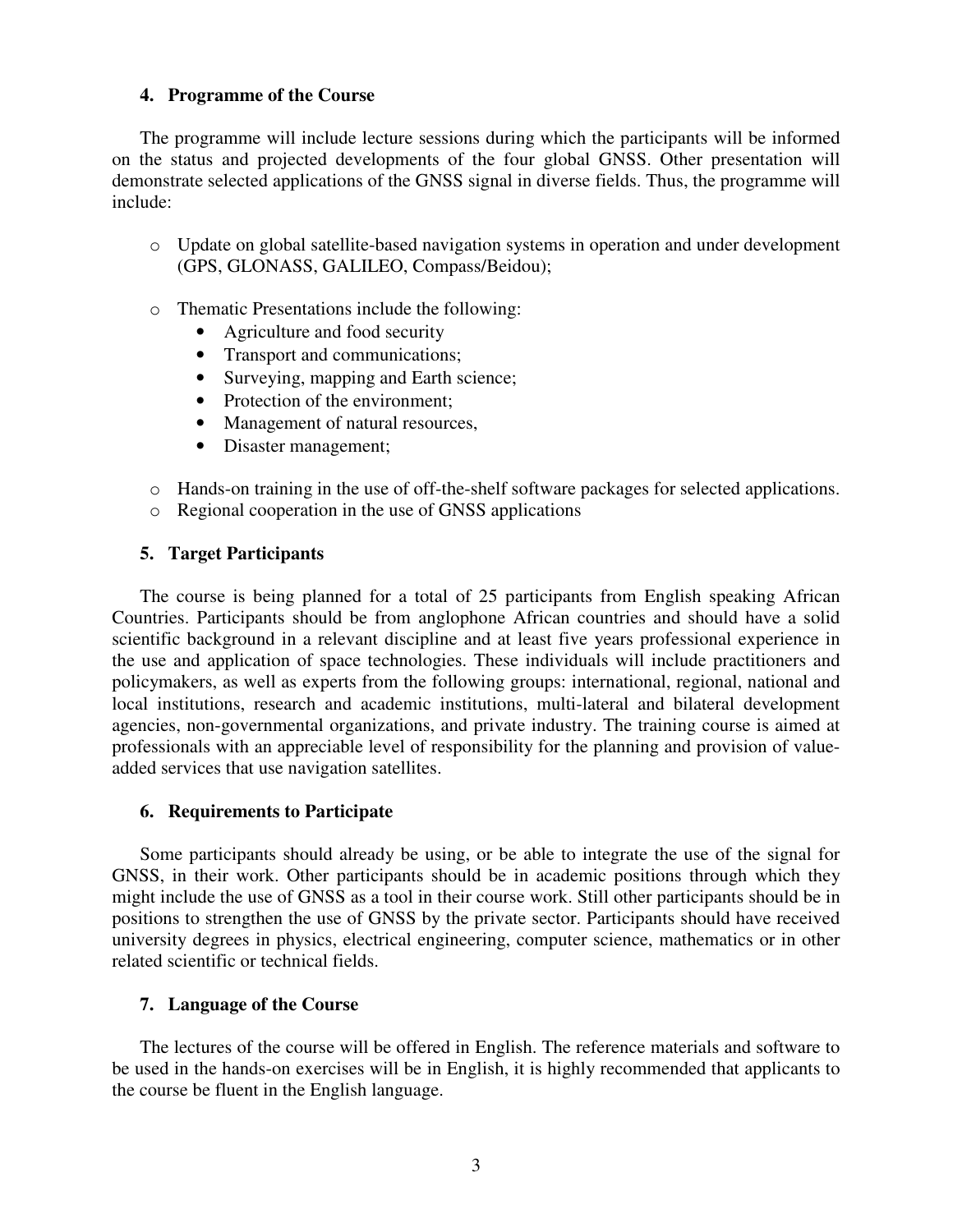### 4. Programme of the Course

The programme will include lecture sessions during which the participants will be informed on the status and projected developments of the four global GNSS. Other presentation will demonstrate selected applications of the GNSS signal in diverse fields. Thus, the programme will include:

- Update on global satellite-based navigation systems in operation and under development (GPS, GLONASS, GALILEO, Compass/Beidou);

- Thematic Presentations include the following:
  - Agriculture and food security
  - Transport and communications;
  - Surveying, mapping and Earth science;
  - Protection of the environment;
  - Management of natural resources,
  - Disaster management;

- Hands-on training in the use of off-the-shelf software packages for selected applications.
- Regional cooperation in the use of GNSS applications

### 5. Target Participants

The course is being planned for a total of 25 participants from English speaking African Countries. Participants should be from anglophone African countries and should have a solid scientific background in a relevant discipline and at least five years professional experience in the use and application of space technologies. These individuals will include practitioners and policymakers, as well as experts from the following groups: international, regional, national and local institutions, research and academic institutions, multi-lateral and bilateral development agencies, non-governmental organizations, and private industry. The training course is aimed at professionals with an appreciable level of responsibility for the planning and provision of value-added services that use navigation satellites.

### 6. Requirements to Participate

Some participants should already be using, or be able to integrate the use of the signal for GNSS, in their work. Other participants should be in academic positions through which they might include the use of GNSS as a tool in their course work. Still other participants should be in positions to strengthen the use of GNSS by the private sector. Participants should have received university degrees in physics, electrical engineering, computer science, mathematics or in other related scientific or technical fields.

### 7. Language of the Course

The lectures of the course will be offered in English. The reference materials and software to be used in the hands-on exercises will be in English, it is highly recommended that applicants to the course be fluent in the English language.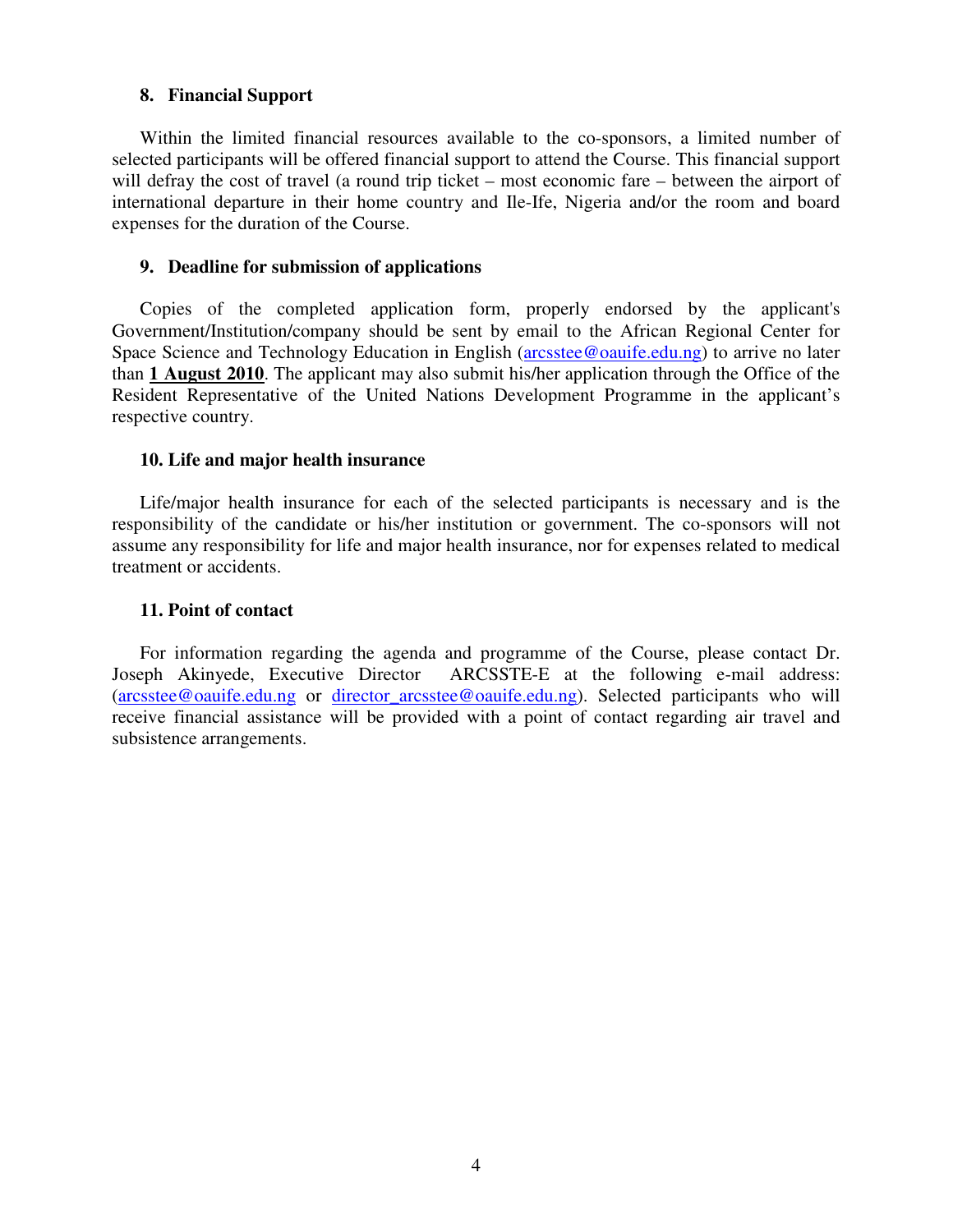### 8. Financial Support

Within the limited financial resources available to the co-sponsors, a limited number of selected participants will be offered financial support to attend the Course. This financial support will defray the cost of travel (a round trip ticket – most economic fare – between the airport of international departure in their home country and Ile-Ife, Nigeria and/or the room and board expenses for the duration of the Course.

### 9. Deadline for submission of applications

Copies of the completed application form, properly endorsed by the applicant's Government/Institution/company should be sent by email to the African Regional Center for Space Science and Technology Education in English (arcsstee@oauife.edu.ng) to arrive no later than **1 August 2010**. The applicant may also submit his/her application through the Office of the Resident Representative of the United Nations Development Programme in the applicant's respective country.

### 10. Life and major health insurance

Life/major health insurance for each of the selected participants is necessary and is the responsibility of the candidate or his/her institution or government. The co-sponsors will not assume any responsibility for life and major health insurance, nor for expenses related to medical treatment or accidents.

### 11. Point of contact

For information regarding the agenda and programme of the Course, please contact Dr. Joseph Akinyede, Executive Director ARCSSTE-E at the following e-mail address: (arcsstee@oauife.edu.ng or director_arcsstee@oauife.edu.ng). Selected participants who will receive financial assistance will be provided with a point of contact regarding air travel and subsistence arrangements.